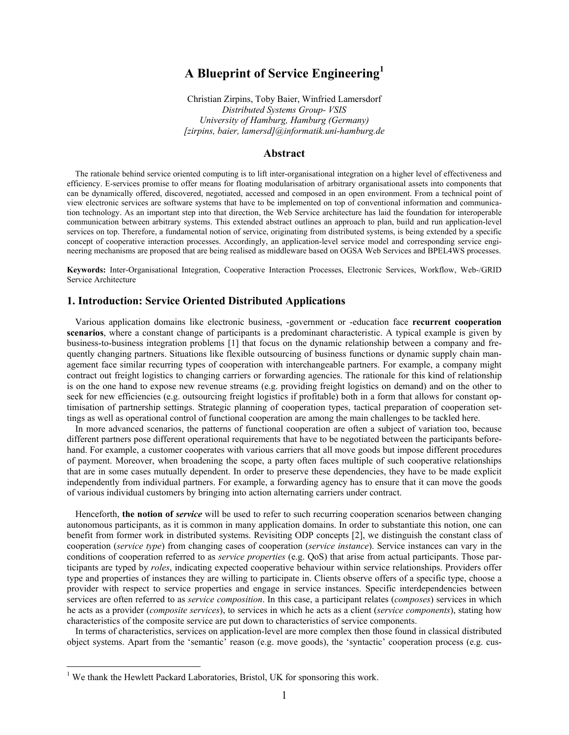# A Blueprint of Service Engineering[1]

Christian Zirpins, Toby Baier, Winfried Lamersdorf
*Distributed Systems Group- VSIS*
*University of Hamburg, Hamburg (Germany)*
*[zirpins, baier, lamersd]@informatik.uni-hamburg.de*

## Abstract

The rationale behind service oriented computing is to lift inter-organisational integration on a higher level of effectiveness and efficiency. E-services promise to offer means for floating modularisation of arbitrary organisational assets into components that can be dynamically offered, discovered, negotiated, accessed and composed in an open environment. From a technical point of view electronic services are software systems that have to be implemented on top of conventional information and communication technology. As an important step into that direction, the Web Service architecture has laid the foundation for interoperable communication between arbitrary systems. This extended abstract outlines an approach to plan, build and run application-level services on top. Therefore, a fundamental notion of service, originating from distributed systems, is being extended by a specific concept of cooperative interaction processes. Accordingly, an application-level service model and corresponding service engineering mechanisms are proposed that are being realised as middleware based on OGSA Web Services and BPEL4WS processes.

**Keywords:** Inter-Organisational Integration, Cooperative Interaction Processes, Electronic Services, Workflow, Web-/GRID Service Architecture

## 1. Introduction: Service Oriented Distributed Applications

Various application domains like electronic business, -government or -education face **recurrent cooperation scenarios**, where a constant change of participants is a predominant characteristic. A typical example is given by business-to-business integration problems [1] that focus on the dynamic relationship between a company and frequently changing partners. Situations like flexible outsourcing of business functions or dynamic supply chain management face similar recurring types of cooperation with interchangeable partners. For example, a company might contract out freight logistics to changing carriers or forwarding agencies. The rationale for this kind of relationship is on the one hand to expose new revenue streams (e.g. providing freight logistics on demand) and on the other to seek for new efficiencies (e.g. outsourcing freight logistics if profitable) both in a form that allows for constant optimisation of partnership settings. Strategic planning of cooperation types, tactical preparation of cooperation settings as well as operational control of functional cooperation are among the main challenges to be tackled here.

In more advanced scenarios, the patterns of functional cooperation are often a subject of variation too, because different partners pose different operational requirements that have to be negotiated between the participants beforehand. For example, a customer cooperates with various carriers that all move goods but impose different procedures of payment. Moreover, when broadening the scope, a party often faces multiple of such cooperative relationships that are in some cases mutually dependent. In order to preserve these dependencies, they have to be made explicit independently from individual partners. For example, a forwarding agency has to ensure that it can move the goods of various individual customers by bringing into action alternating carriers under contract.

Henceforth, **the notion of *service*** will be used to refer to such recurring cooperation scenarios between changing autonomous participants, as it is common in many application domains. In order to substantiate this notion, one can benefit from former work in distributed systems. Revisiting ODP concepts [2], we distinguish the constant class of cooperation (*service type*) from changing cases of cooperation (*service instance*). Service instances can vary in the conditions of cooperation referred to as *service properties* (e.g. QoS) that arise from actual participants. Those participants are typed by *roles*, indicating expected cooperative behaviour within service relationships. Providers offer type and properties of instances they are willing to participate in. Clients observe offers of a specific type, choose a provider with respect to service properties and engage in service instances. Specific interdependencies between services are often referred to as *service composition*. In this case, a participant relates (*composes*) services in which he acts as a provider (*composite services*), to services in which he acts as a client (*service components*), stating how characteristics of the composite service are put down to characteristics of service components.

In terms of characteristics, services on application-level are more complex then those found in classical distributed object systems. Apart from the 'semantic' reason (e.g. move goods), the 'syntactic' cooperation process (e.g. cus-

[1] We thank the Hewlett Packard Laboratories, Bristol, UK for sponsoring this work.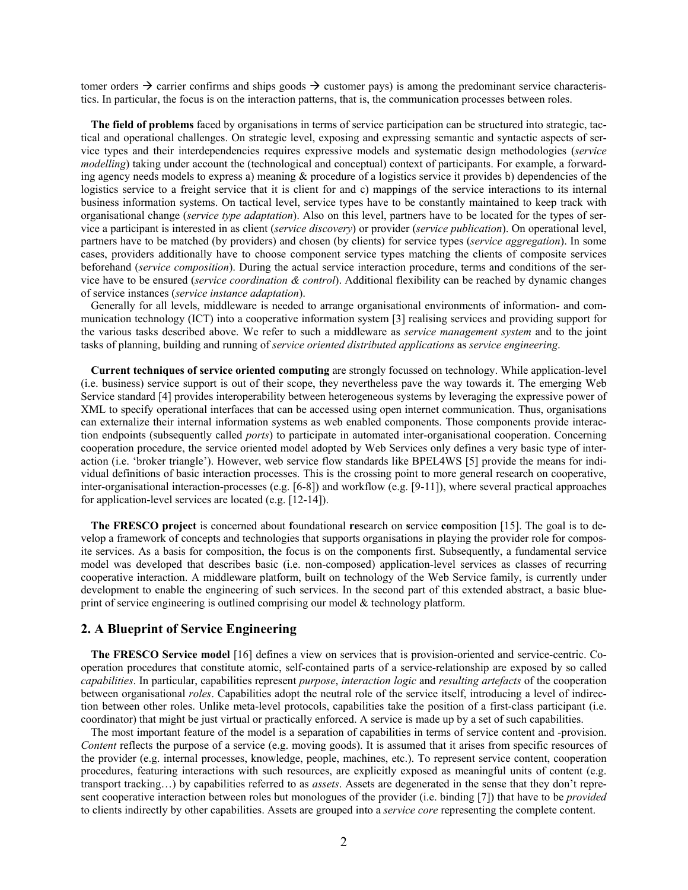tomer orders → carrier confirms and ships goods → customer pays) is among the predominant service characteristics. In particular, the focus is on the interaction patterns, that is, the communication processes between roles.

**The field of problems** faced by organisations in terms of service participation can be structured into strategic, tactical and operational challenges. On strategic level, exposing and expressing semantic and syntactic aspects of service types and their interdependencies requires expressive models and systematic design methodologies (*service modelling*) taking under account the (technological and conceptual) context of participants. For example, a forwarding agency needs models to express a) meaning & procedure of a logistics service it provides b) dependencies of the logistics service to a freight service that it is client for and c) mappings of the service interactions to its internal business information systems. On tactical level, service types have to be constantly maintained to keep track with organisational change (*service type adaptation*). Also on this level, partners have to be located for the types of service a participant is interested in as client (*service discovery*) or provider (*service publication*). On operational level, partners have to be matched (by providers) and chosen (by clients) for service types (*service aggregation*). In some cases, providers additionally have to choose component service types matching the clients of composite services beforehand (*service composition*). During the actual service interaction procedure, terms and conditions of the service have to be ensured (*service coordination & control*). Additional flexibility can be reached by dynamic changes of service instances (*service instance adaptation*).

Generally for all levels, middleware is needed to arrange organisational environments of information- and communication technology (ICT) into a cooperative information system [3] realising services and providing support for the various tasks described above. We refer to such a middleware as *service management system* and to the joint tasks of planning, building and running of *service oriented distributed applications* as *service engineering*.

**Current techniques of service oriented computing** are strongly focussed on technology. While application-level (i.e. business) service support is out of their scope, they nevertheless pave the way towards it. The emerging Web Service standard [4] provides interoperability between heterogeneous systems by leveraging the expressive power of XML to specify operational interfaces that can be accessed using open internet communication. Thus, organisations can externalize their internal information systems as web enabled components. Those components provide interaction endpoints (subsequently called *ports*) to participate in automated inter-organisational cooperation. Concerning cooperation procedure, the service oriented model adopted by Web Services only defines a very basic type of interaction (i.e. 'broker triangle'). However, web service flow standards like BPEL4WS [5] provide the means for individual definitions of basic interaction processes. This is the crossing point to more general research on cooperative, inter-organisational interaction-processes (e.g. [6-8]) and workflow (e.g. [9-11]), where several practical approaches for application-level services are located (e.g. [12-14]).

**The FRESCO project** is concerned about **f**oundational **re**search on **s**ervice **co**mposition [15]. The goal is to develop a framework of concepts and technologies that supports organisations in playing the provider role for composite services. As a basis for composition, the focus is on the components first. Subsequently, a fundamental service model was developed that describes basic (i.e. non-composed) application-level services as classes of recurring cooperative interaction. A middleware platform, built on technology of the Web Service family, is currently under development to enable the engineering of such services. In the second part of this extended abstract, a basic blueprint of service engineering is outlined comprising our model & technology platform.

## 2. A Blueprint of Service Engineering

**The FRESCO Service model** [16] defines a view on services that is provision-oriented and service-centric. Cooperation procedures that constitute atomic, self-contained parts of a service-relationship are exposed by so called *capabilities*. In particular, capabilities represent *purpose*, *interaction logic* and *resulting artefacts* of the cooperation between organisational *roles*. Capabilities adopt the neutral role of the service itself, introducing a level of indirection between other roles. Unlike meta-level protocols, capabilities take the position of a first-class participant (i.e. coordinator) that might be just virtual or practically enforced. A service is made up by a set of such capabilities.

The most important feature of the model is a separation of capabilities in terms of service content and -provision. *Content* reflects the purpose of a service (e.g. moving goods). It is assumed that it arises from specific resources of the provider (e.g. internal processes, knowledge, people, machines, etc.). To represent service content, cooperation procedures, featuring interactions with such resources, are explicitly exposed as meaningful units of content (e.g. transport tracking…) by capabilities referred to as *assets*. Assets are degenerated in the sense that they don't represent cooperative interaction between roles but monologues of the provider (i.e. binding [7]) that have to be *provided* to clients indirectly by other capabilities. Assets are grouped into a *service core* representing the complete content.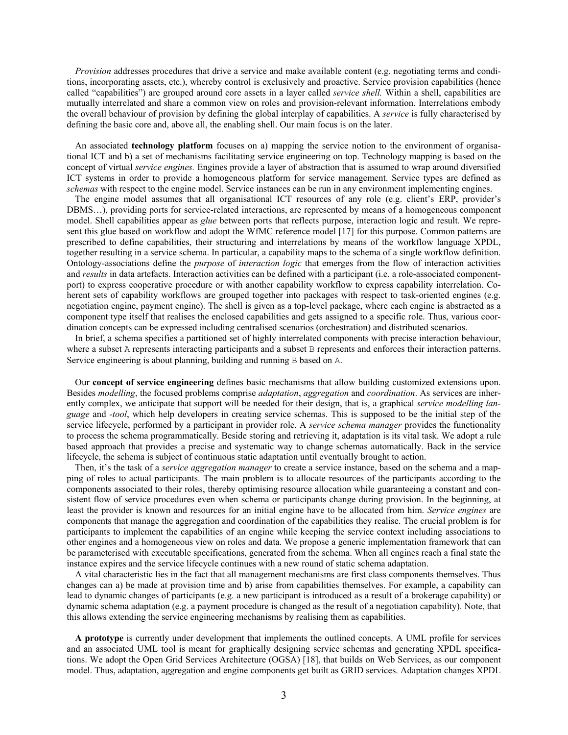*Provision* addresses procedures that drive a service and make available content (e.g. negotiating terms and conditions, incorporating assets, etc.), whereby control is exclusively and proactive. Service provision capabilities (hence called "capabilities") are grouped around core assets in a layer called *service shell.* Within a shell, capabilities are mutually interrelated and share a common view on roles and provision-relevant information. Interrelations embody the overall behaviour of provision by defining the global interplay of capabilities. A *service* is fully characterised by defining the basic core and, above all, the enabling shell. Our main focus is on the later.

An associated **technology platform** focuses on a) mapping the service notion to the environment of organisational ICT and b) a set of mechanisms facilitating service engineering on top. Technology mapping is based on the concept of virtual *service engines.* Engines provide a layer of abstraction that is assumed to wrap around diversified ICT systems in order to provide a homogeneous platform for service management. Service types are defined as *schemas* with respect to the engine model. Service instances can be run in any environment implementing engines.

The engine model assumes that all organisational ICT resources of any role (e.g. client's ERP, provider's DBMS…), providing ports for service-related interactions, are represented by means of a homogeneous component model. Shell capabilities appear as *glue* between ports that reflects purpose, interaction logic and result. We represent this glue based on workflow and adopt the WfMC reference model [17] for this purpose. Common patterns are prescribed to define capabilities, their structuring and interrelations by means of the workflow language XPDL, together resulting in a service schema. In particular, a capability maps to the schema of a single workflow definition. Ontology-associations define the *purpose* of *interaction logic* that emerges from the flow of interaction activities and *results* in data artefacts. Interaction activities can be defined with a participant (i.e. a role-associated component-port) to express cooperative procedure or with another capability workflow to express capability interrelation. Coherent sets of capability workflows are grouped together into packages with respect to task-oriented engines (e.g. negotiation engine, payment engine). The shell is given as a top-level package, where each engine is abstracted as a component type itself that realises the enclosed capabilities and gets assigned to a specific role. Thus, various coordination concepts can be expressed including centralised scenarios (orchestration) and distributed scenarios.

In brief, a schema specifies a partitioned set of highly interrelated components with precise interaction behaviour, where a subset `A` represents interacting participants and a subset `B` represents and enforces their interaction patterns. Service engineering is about planning, building and running `B` based on `A`.

Our **concept of service engineering** defines basic mechanisms that allow building customized extensions upon. Besides *modelling*, the focused problems comprise *adaptation*, *aggregation* and *coordination*. As services are inherently complex, we anticipate that support will be needed for their design, that is, a graphical *service modelling language* and *-tool*, which help developers in creating service schemas. This is supposed to be the initial step of the service lifecycle, performed by a participant in provider role. A *service schema manager* provides the functionality to process the schema programmatically. Beside storing and retrieving it, adaptation is its vital task. We adopt a rule based approach that provides a precise and systematic way to change schemas automatically. Back in the service lifecycle, the schema is subject of continuous static adaptation until eventually brought to action.

Then, it's the task of a *service aggregation manager* to create a service instance, based on the schema and a mapping of roles to actual participants. The main problem is to allocate resources of the participants according to the components associated to their roles, thereby optimising resource allocation while guaranteeing a constant and consistent flow of service procedures even when schema or participants change during provision. In the beginning, at least the provider is known and resources for an initial engine have to be allocated from him. *Service engines* are components that manage the aggregation and coordination of the capabilities they realise. The crucial problem is for participants to implement the capabilities of an engine while keeping the service context including associations to other engines and a homogeneous view on roles and data. We propose a generic implementation framework that can be parameterised with executable specifications, generated from the schema. When all engines reach a final state the instance expires and the service lifecycle continues with a new round of static schema adaptation.

A vital characteristic lies in the fact that all management mechanisms are first class components themselves. Thus changes can a) be made at provision time and b) arise from capabilities themselves. For example, a capability can lead to dynamic changes of participants (e.g. a new participant is introduced as a result of a brokerage capability) or dynamic schema adaptation (e.g. a payment procedure is changed as the result of a negotiation capability). Note, that this allows extending the service engineering mechanisms by realising them as capabilities.

**A prototype** is currently under development that implements the outlined concepts. A UML profile for services and an associated UML tool is meant for graphically designing service schemas and generating XPDL specifications. We adopt the Open Grid Services Architecture (OGSA) [18], that builds on Web Services, as our component model. Thus, adaptation, aggregation and engine components get built as GRID services. Adaptation changes XPDL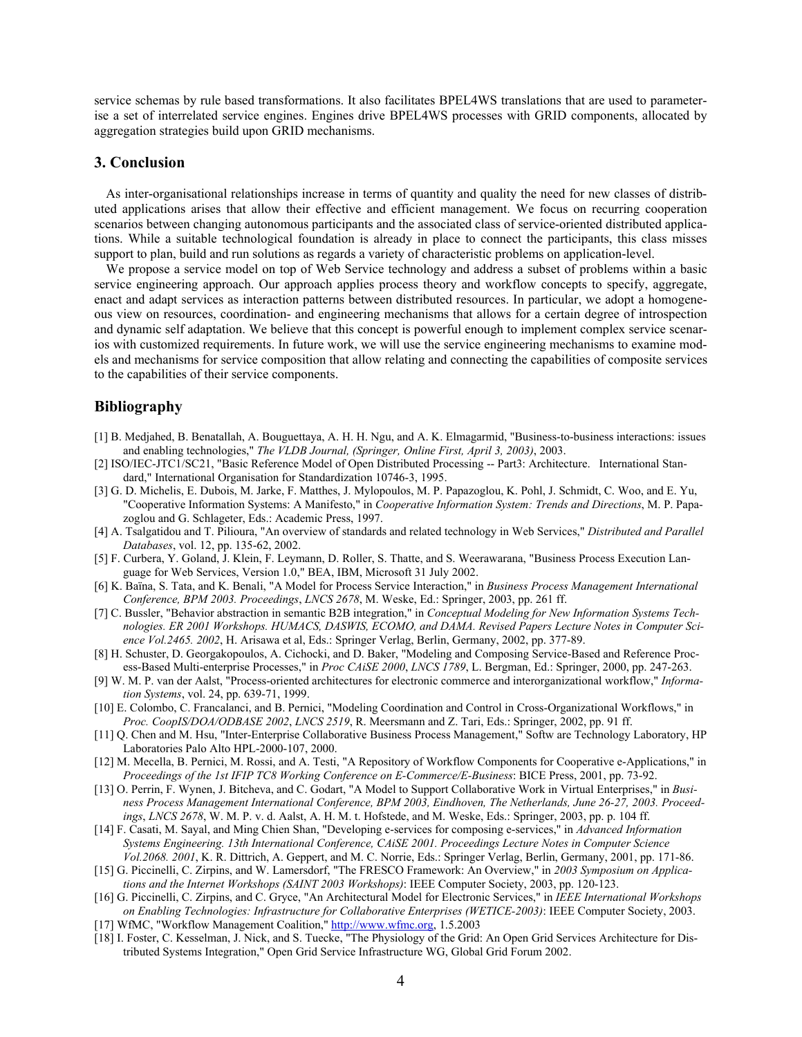service schemas by rule based transformations. It also facilitates BPEL4WS translations that are used to parameterise a set of interrelated service engines. Engines drive BPEL4WS processes with GRID components, allocated by aggregation strategies build upon GRID mechanisms.

## 3. Conclusion

As inter-organisational relationships increase in terms of quantity and quality the need for new classes of distributed applications arises that allow their effective and efficient management. We focus on recurring cooperation scenarios between changing autonomous participants and the associated class of service-oriented distributed applications. While a suitable technological foundation is already in place to connect the participants, this class misses support to plan, build and run solutions as regards a variety of characteristic problems on application-level.

We propose a service model on top of Web Service technology and address a subset of problems within a basic service engineering approach. Our approach applies process theory and workflow concepts to specify, aggregate, enact and adapt services as interaction patterns between distributed resources. In particular, we adopt a homogeneous view on resources, coordination- and engineering mechanisms that allows for a certain degree of introspection and dynamic self adaptation. We believe that this concept is powerful enough to implement complex service scenarios with customized requirements. In future work, we will use the service engineering mechanisms to examine models and mechanisms for service composition that allow relating and connecting the capabilities of composite services to the capabilities of their service components.

## Bibliography

[1] B. Medjahed, B. Benatallah, A. Bouguettaya, A. H. H. Ngu, and A. K. Elmagarmid, "Business-to-business interactions: issues and enabling technologies," *The VLDB Journal, (Springer, Online First, April 3, 2003)*, 2003.

[2] ISO/IEC-JTC1/SC21, "Basic Reference Model of Open Distributed Processing -- Part3: Architecture. International Standard," International Organisation for Standardization 10746-3, 1995.

[3] G. D. Michelis, E. Dubois, M. Jarke, F. Matthes, J. Mylopoulos, M. P. Papazoglou, K. Pohl, J. Schmidt, C. Woo, and E. Yu, "Cooperative Information Systems: A Manifesto," in *Cooperative Information System: Trends and Directions*, M. P. Papazoglou and G. Schlageter, Eds.: Academic Press, 1997.

[4] A. Tsalgatidou and T. Pilioura, "An overview of standards and related technology in Web Services," *Distributed and Parallel Databases*, vol. 12, pp. 135-62, 2002.

[5] F. Curbera, Y. Goland, J. Klein, F. Leymann, D. Roller, S. Thatte, and S. Weerawarana, "Business Process Execution Language for Web Services, Version 1.0," BEA, IBM, Microsoft 31 July 2002.

[6] K. Baïna, S. Tata, and K. Benali, "A Model for Process Service Interaction," in *Business Process Management International Conference, BPM 2003. Proceedings*, *LNCS 2678*, M. Weske, Ed.: Springer, 2003, pp. 261 ff.

[7] C. Bussler, "Behavior abstraction in semantic B2B integration," in *Conceptual Modeling for New Information Systems Technologies. ER 2001 Workshops. HUMACS, DASWIS, ECOMO, and DAMA. Revised Papers Lecture Notes in Computer Science Vol.2465. 2002*, H. Arisawa et al, Eds.: Springer Verlag, Berlin, Germany, 2002, pp. 377-89.

[8] H. Schuster, D. Georgakopoulos, A. Cichocki, and D. Baker, "Modeling and Composing Service-Based and Reference Process-Based Multi-enterprise Processes," in *Proc CAiSE 2000*, *LNCS 1789*, L. Bergman, Ed.: Springer, 2000, pp. 247-263.

[9] W. M. P. van der Aalst, "Process-oriented architectures for electronic commerce and interorganizational workflow," *Information Systems*, vol. 24, pp. 639-71, 1999.

[10] E. Colombo, C. Francalanci, and B. Pernici, "Modeling Coordination and Control in Cross-Organizational Workflows," in *Proc. CoopIS/DOA/ODBASE 2002*, *LNCS 2519*, R. Meersmann and Z. Tari, Eds.: Springer, 2002, pp. 91 ff.

[11] Q. Chen and M. Hsu, "Inter-Enterprise Collaborative Business Process Management," Softw are Technology Laboratory, HP Laboratories Palo Alto HPL-2000-107, 2000.

[12] M. Mecella, B. Pernici, M. Rossi, and A. Testi, "A Repository of Workflow Components for Cooperative e-Applications," in *Proceedings of the 1st IFIP TC8 Working Conference on E-Commerce/E-Business*: BICE Press, 2001, pp. 73-92.

[13] O. Perrin, F. Wynen, J. Bitcheva, and C. Godart, "A Model to Support Collaborative Work in Virtual Enterprises," in *Business Process Management International Conference, BPM 2003, Eindhoven, The Netherlands, June 26-27, 2003. Proceedings*, *LNCS 2678*, W. M. P. v. d. Aalst, A. H. M. t. Hofstede, and M. Weske, Eds.: Springer, 2003, pp. p. 104 ff.

[14] F. Casati, M. Sayal, and Ming Chien Shan, "Developing e-services for composing e-services," in *Advanced Information Systems Engineering. 13th International Conference, CAiSE 2001. Proceedings Lecture Notes in Computer Science Vol.2068. 2001*, K. R. Dittrich, A. Geppert, and M. C. Norrie, Eds.: Springer Verlag, Berlin, Germany, 2001, pp. 171-86.

[15] G. Piccinelli, C. Zirpins, and W. Lamersdorf, "The FRESCO Framework: An Overview," in *2003 Symposium on Applications and the Internet Workshops (SAINT 2003 Workshops)*: IEEE Computer Society, 2003, pp. 120-123.

[16] G. Piccinelli, C. Zirpins, and C. Gryce, "An Architectural Model for Electronic Services," in *IEEE International Workshops on Enabling Technologies: Infrastructure for Collaborative Enterprises (WETICE-2003)*: IEEE Computer Society, 2003.

[17] WfMC, "Workflow Management Coalition," http://www.wfmc.org, 1.5.2003

[18] I. Foster, C. Kesselman, J. Nick, and S. Tuecke, "The Physiology of the Grid: An Open Grid Services Architecture for Distributed Systems Integration," Open Grid Service Infrastructure WG, Global Grid Forum 2002.